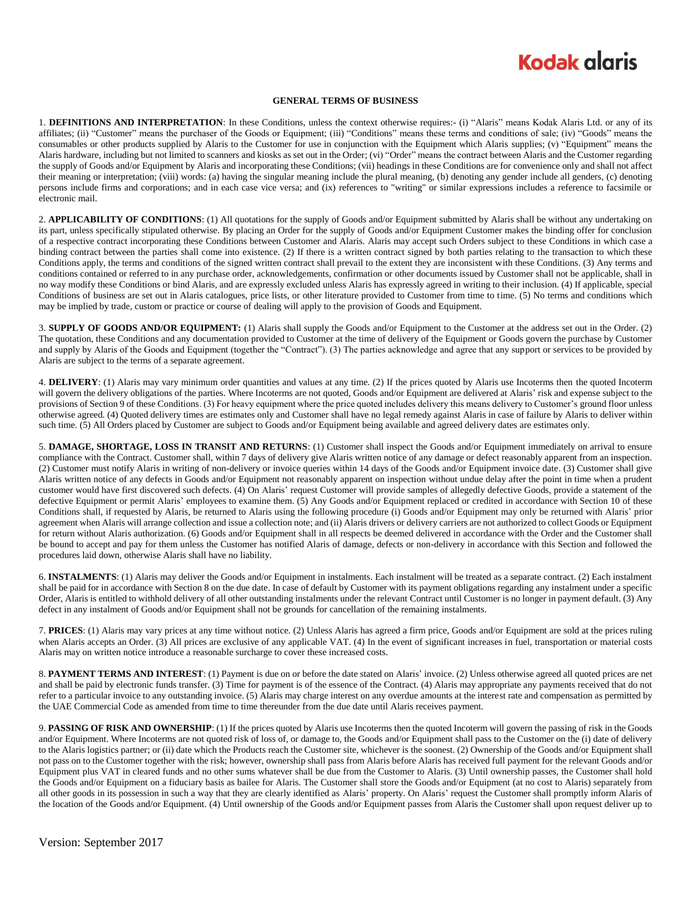**GENERAL TERMS OF BUSINESS**

1. **DEFINITIONS AND INTERPRETATION**: In these Conditions, unless the context otherwise requires:- (i) "Alaris" means Kodak Alaris Ltd. or any of its affiliates; (ii) "Customer" means the purchaser of the Goods or Equipment; (iii) "Conditions" means these terms and conditions of sale; (iv) "Goods" means the consumables or other products supplied by Alaris to the Customer for use in conjunction with the Equipment which Alaris supplies; (v) "Equipment" means the Alaris hardware, including but not limited to scanners and kiosks as set out in the Order; (vi) "Order" means the contract between Alaris and the Customer regarding the supply of Goods and/or Equipment by Alaris and incorporating these Conditions; (vii) headings in these Conditions are for convenience only and shall not affect their meaning or interpretation; (viii) words: (a) having the singular meaning include the plural meaning, (b) denoting any gender include all genders, (c) denoting persons include firms and corporations; and in each case vice versa; and (ix) references to "writing" or similar expressions includes a reference to facsimile or electronic mail.

2. **APPLICABILITY OF CONDITIONS**: (1) All quotations for the supply of Goods and/or Equipment submitted by Alaris shall be without any undertaking on its part, unless specifically stipulated otherwise. By placing an Order for the supply of Goods and/or Equipment Customer makes the binding offer for conclusion of a respective contract incorporating these Conditions between Customer and Alaris. Alaris may accept such Orders subject to these Conditions in which case a binding contract between the parties shall come into existence. (2) If there is a written contract signed by both parties relating to the transaction to which these Conditions apply, the terms and conditions of the signed written contract shall prevail to the extent they are inconsistent with these Conditions. (3) Any terms and conditions contained or referred to in any purchase order, acknowledgements, confirmation or other documents issued by Customer shall not be applicable, shall in no way modify these Conditions or bind Alaris, and are expressly excluded unless Alaris has expressly agreed in writing to their inclusion. (4) If applicable, special Conditions of business are set out in Alaris catalogues, price lists, or other literature provided to Customer from time to time. (5) No terms and conditions which may be implied by trade, custom or practice or course of dealing will apply to the provision of Goods and Equipment.

3. **SUPPLY OF GOODS AND/OR EQUIPMENT:** (1) Alaris shall supply the Goods and/or Equipment to the Customer at the address set out in the Order. (2) The quotation, these Conditions and any documentation provided to Customer at the time of delivery of the Equipment or Goods govern the purchase by Customer and supply by Alaris of the Goods and Equipment (together the "Contract"). (3) The parties acknowledge and agree that any support or services to be provided by Alaris are subject to the terms of a separate agreement.

4. **DELIVERY**: (1) Alaris may vary minimum order quantities and values at any time. (2) If the prices quoted by Alaris use Incoterms then the quoted Incoterm will govern the delivery obligations of the parties. Where Incoterms are not quoted, Goods and/or Equipment are delivered at Alaris' risk and expense subject to the provisions of Section 9 of these Conditions. (3) For heavy equipment where the price quoted includes delivery this means delivery to Customer's ground floor unless otherwise agreed. (4) Quoted delivery times are estimates only and Customer shall have no legal remedy against Alaris in case of failure by Alaris to deliver within such time. (5) All Orders placed by Customer are subject to Goods and/or Equipment being available and agreed delivery dates are estimates only.

5. **DAMAGE, SHORTAGE, LOSS IN TRANSIT AND RETURNS**: (1) Customer shall inspect the Goods and/or Equipment immediately on arrival to ensure compliance with the Contract. Customer shall, within 7 days of delivery give Alaris written notice of any damage or defect reasonably apparent from an inspection. (2) Customer must notify Alaris in writing of non-delivery or invoice queries within 14 days of the Goods and/or Equipment invoice date. (3) Customer shall give Alaris written notice of any defects in Goods and/or Equipment not reasonably apparent on inspection without undue delay after the point in time when a prudent customer would have first discovered such defects. (4) On Alaris' request Customer will provide samples of allegedly defective Goods, provide a statement of the defective Equipment or permit Alaris' employees to examine them. (5) Any Goods and/or Equipment replaced or credited in accordance with Section 10 of these Conditions shall, if requested by Alaris, be returned to Alaris using the following procedure (i) Goods and/or Equipment may only be returned with Alaris' prior agreement when Alaris will arrange collection and issue a collection note; and (ii) Alaris drivers or delivery carriers are not authorized to collect Goods or Equipment for return without Alaris authorization. (6) Goods and/or Equipment shall in all respects be deemed delivered in accordance with the Order and the Customer shall be bound to accept and pay for them unless the Customer has notified Alaris of damage, defects or non-delivery in accordance with this Section and followed the procedures laid down, otherwise Alaris shall have no liability.

6. **INSTALMENTS**: (1) Alaris may deliver the Goods and/or Equipment in instalments. Each instalment will be treated as a separate contract. (2) Each instalment shall be paid for in accordance with Section 8 on the due date. In case of default by Customer with its payment obligations regarding any instalment under a specific Order, Alaris is entitled to withhold delivery of all other outstanding instalments under the relevant Contract until Customer is no longer in payment default. (3) Any defect in any instalment of Goods and/or Equipment shall not be grounds for cancellation of the remaining instalments.

7. **PRICES**: (1) Alaris may vary prices at any time without notice. (2) Unless Alaris has agreed a firm price, Goods and/or Equipment are sold at the prices ruling when Alaris accepts an Order. (3) All prices are exclusive of any applicable VAT. (4) In the event of significant increases in fuel, transportation or material costs Alaris may on written notice introduce a reasonable surcharge to cover these increased costs.

8. **PAYMENT TERMS AND INTEREST**: (1) Payment is due on or before the date stated on Alaris' invoice. (2) Unless otherwise agreed all quoted prices are net and shall be paid by electronic funds transfer. (3) Time for payment is of the essence of the Contract. (4) Alaris may appropriate any payments received that do not refer to a particular invoice to any outstanding invoice. (5) Alaris may charge interest on any overdue amounts at the interest rate and compensation as permitted by the UAE Commercial Code as amended from time to time thereunder from the due date until Alaris receives payment.

9. **PASSING OF RISK AND OWNERSHIP**: (1) If the prices quoted by Alaris use Incoterms then the quoted Incoterm will govern the passing of risk in the Goods and/or Equipment. Where Incoterms are not quoted risk of loss of, or damage to, the Goods and/or Equipment shall pass to the Customer on the (i) date of delivery to the Alaris logistics partner; or (ii) date which the Products reach the Customer site, whichever is the soonest. (2) Ownership of the Goods and/or Equipment shall not pass on to the Customer together with the risk; however, ownership shall pass from Alaris before Alaris has received full payment for the relevant Goods and/or Equipment plus VAT in cleared funds and no other sums whatever shall be due from the Customer to Alaris. (3) Until ownership passes, the Customer shall hold the Goods and/or Equipment on a fiduciary basis as bailee for Alaris. The Customer shall store the Goods and/or Equipment (at no cost to Alaris) separately from all other goods in its possession in such a way that they are clearly identified as Alaris' property. On Alaris' request the Customer shall promptly inform Alaris of the location of the Goods and/or Equipment. (4) Until ownership of the Goods and/or Equipment passes from Alaris the Customer shall upon request deliver up to

Version: September 2017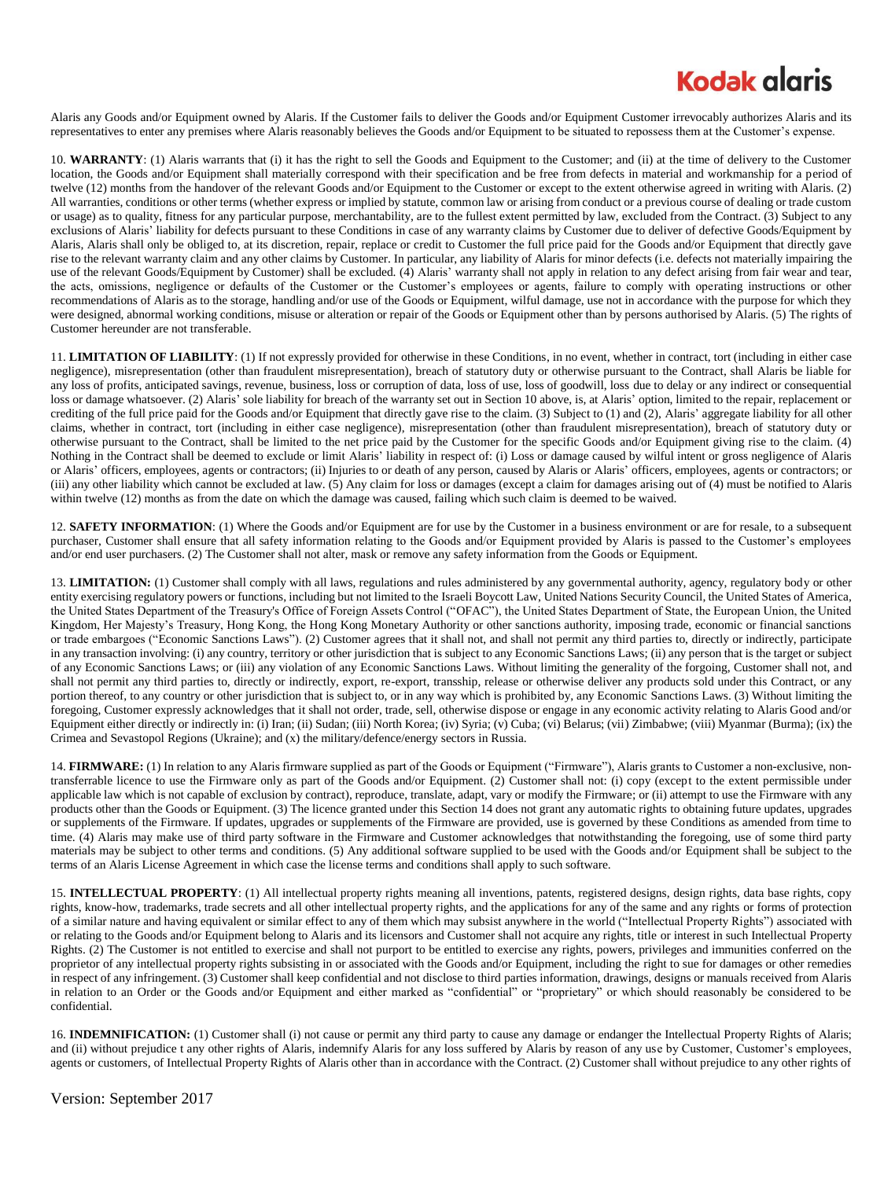Alaris any Goods and/or Equipment owned by Alaris. If the Customer fails to deliver the Goods and/or Equipment Customer irrevocably authorizes Alaris and its representatives to enter any premises where Alaris reasonably believes the Goods and/or Equipment to be situated to repossess them at the Customer's expense.

10. **WARRANTY**: (1) Alaris warrants that (i) it has the right to sell the Goods and Equipment to the Customer; and (ii) at the time of delivery to the Customer location, the Goods and/or Equipment shall materially correspond with their specification and be free from defects in material and workmanship for a period of twelve (12) months from the handover of the relevant Goods and/or Equipment to the Customer or except to the extent otherwise agreed in writing with Alaris. (2) All warranties, conditions or other terms (whether express or implied by statute, common law or arising from conduct or a previous course of dealing or trade custom or usage) as to quality, fitness for any particular purpose, merchantability, are to the fullest extent permitted by law, excluded from the Contract. (3) Subject to any exclusions of Alaris' liability for defects pursuant to these Conditions in case of any warranty claims by Customer due to deliver of defective Goods/Equipment by Alaris, Alaris shall only be obliged to, at its discretion, repair, replace or credit to Customer the full price paid for the Goods and/or Equipment that directly gave rise to the relevant warranty claim and any other claims by Customer. In particular, any liability of Alaris for minor defects (i.e. defects not materially impairing the use of the relevant Goods/Equipment by Customer) shall be excluded. (4) Alaris' warranty shall not apply in relation to any defect arising from fair wear and tear, the acts, omissions, negligence or defaults of the Customer or the Customer's employees or agents, failure to comply with operating instructions or other recommendations of Alaris as to the storage, handling and/or use of the Goods or Equipment, wilful damage, use not in accordance with the purpose for which they were designed, abnormal working conditions, misuse or alteration or repair of the Goods or Equipment other than by persons authorised by Alaris. (5) The rights of Customer hereunder are not transferable.

11. **LIMITATION OF LIABILITY**: (1) If not expressly provided for otherwise in these Conditions, in no event, whether in contract, tort (including in either case negligence), misrepresentation (other than fraudulent misrepresentation), breach of statutory duty or otherwise pursuant to the Contract, shall Alaris be liable for any loss of profits, anticipated savings, revenue, business, loss or corruption of data, loss of use, loss of goodwill, loss due to delay or any indirect or consequential loss or damage whatsoever. (2) Alaris' sole liability for breach of the warranty set out in Section 10 above, is, at Alaris' option, limited to the repair, replacement or crediting of the full price paid for the Goods and/or Equipment that directly gave rise to the claim. (3) Subject to (1) and (2), Alaris' aggregate liability for all other claims, whether in contract, tort (including in either case negligence), misrepresentation (other than fraudulent misrepresentation), breach of statutory duty or otherwise pursuant to the Contract, shall be limited to the net price paid by the Customer for the specific Goods and/or Equipment giving rise to the claim. (4) Nothing in the Contract shall be deemed to exclude or limit Alaris' liability in respect of: (i) Loss or damage caused by wilful intent or gross negligence of Alaris or Alaris' officers, employees, agents or contractors; (ii) Injuries to or death of any person, caused by Alaris or Alaris' officers, employees, agents or contractors; or (iii) any other liability which cannot be excluded at law. (5) Any claim for loss or damages (except a claim for damages arising out of (4) must be notified to Alaris within twelve (12) months as from the date on which the damage was caused, failing which such claim is deemed to be waived.

12. **SAFETY INFORMATION**: (1) Where the Goods and/or Equipment are for use by the Customer in a business environment or are for resale, to a subsequent purchaser, Customer shall ensure that all safety information relating to the Goods and/or Equipment provided by Alaris is passed to the Customer's employees and/or end user purchasers. (2) The Customer shall not alter, mask or remove any safety information from the Goods or Equipment.

13. **LIMITATION:** (1) Customer shall comply with all laws, regulations and rules administered by any governmental authority, agency, regulatory body or other entity exercising regulatory powers or functions, including but not limited to the Israeli Boycott Law, United Nations Security Council, the United States of America, the United States Department of the Treasury's Office of Foreign Assets Control ("OFAC"), the United States Department of State, the European Union, the United Kingdom, Her Majesty's Treasury, Hong Kong, the Hong Kong Monetary Authority or other sanctions authority, imposing trade, economic or financial sanctions or trade embargoes ("Economic Sanctions Laws"). (2) Customer agrees that it shall not, and shall not permit any third parties to, directly or indirectly, participate in any transaction involving: (i) any country, territory or other jurisdiction that is subject to any Economic Sanctions Laws; (ii) any person that is the target or subject of any Economic Sanctions Laws; or (iii) any violation of any Economic Sanctions Laws. Without limiting the generality of the forgoing, Customer shall not, and shall not permit any third parties to, directly or indirectly, export, re-export, transship, release or otherwise deliver any products sold under this Contract, or any portion thereof, to any country or other jurisdiction that is subject to, or in any way which is prohibited by, any Economic Sanctions Laws. (3) Without limiting the foregoing, Customer expressly acknowledges that it shall not order, trade, sell, otherwise dispose or engage in any economic activity relating to Alaris Good and/or Equipment either directly or indirectly in: (i) Iran; (ii) Sudan; (iii) North Korea; (iv) Syria; (v) Cuba; (vi) Belarus; (vii) Zimbabwe; (viii) Myanmar (Burma); (ix) the Crimea and Sevastopol Regions (Ukraine); and (x) the military/defence/energy sectors in Russia.

14. **FIRMWARE:** (1) In relation to any Alaris firmware supplied as part of the Goods or Equipment ("Firmware"), Alaris grants to Customer a non-exclusive, non-transferrable licence to use the Firmware only as part of the Goods and/or Equipment. (2) Customer shall not: (i) copy (except to the extent permissible under applicable law which is not capable of exclusion by contract), reproduce, translate, adapt, vary or modify the Firmware; or (ii) attempt to use the Firmware with any products other than the Goods or Equipment. (3) The licence granted under this Section 14 does not grant any automatic rights to obtaining future updates, upgrades or supplements of the Firmware. If updates, upgrades or supplements of the Firmware are provided, use is governed by these Conditions as amended from time to time. (4) Alaris may make use of third party software in the Firmware and Customer acknowledges that notwithstanding the foregoing, use of some third party materials may be subject to other terms and conditions. (5) Any additional software supplied to be used with the Goods and/or Equipment shall be subject to the terms of an Alaris License Agreement in which case the license terms and conditions shall apply to such software.

15. **INTELLECTUAL PROPERTY**: (1) All intellectual property rights meaning all inventions, patents, registered designs, design rights, data base rights, copy rights, know-how, trademarks, trade secrets and all other intellectual property rights, and the applications for any of the same and any rights or forms of protection of a similar nature and having equivalent or similar effect to any of them which may subsist anywhere in the world ("Intellectual Property Rights") associated with or relating to the Goods and/or Equipment belong to Alaris and its licensors and Customer shall not acquire any rights, title or interest in such Intellectual Property Rights. (2) The Customer is not entitled to exercise and shall not purport to be entitled to exercise any rights, powers, privileges and immunities conferred on the proprietor of any intellectual property rights subsisting in or associated with the Goods and/or Equipment, including the right to sue for damages or other remedies in respect of any infringement. (3) Customer shall keep confidential and not disclose to third parties information, drawings, designs or manuals received from Alaris in relation to an Order or the Goods and/or Equipment and either marked as "confidential" or "proprietary" or which should reasonably be considered to be confidential.

16. **INDEMNIFICATION:** (1) Customer shall (i) not cause or permit any third party to cause any damage or endanger the Intellectual Property Rights of Alaris; and (ii) without prejudice t any other rights of Alaris, indemnify Alaris for any loss suffered by Alaris by reason of any use by Customer, Customer's employees, agents or customers, of Intellectual Property Rights of Alaris other than in accordance with the Contract. (2) Customer shall without prejudice to any other rights of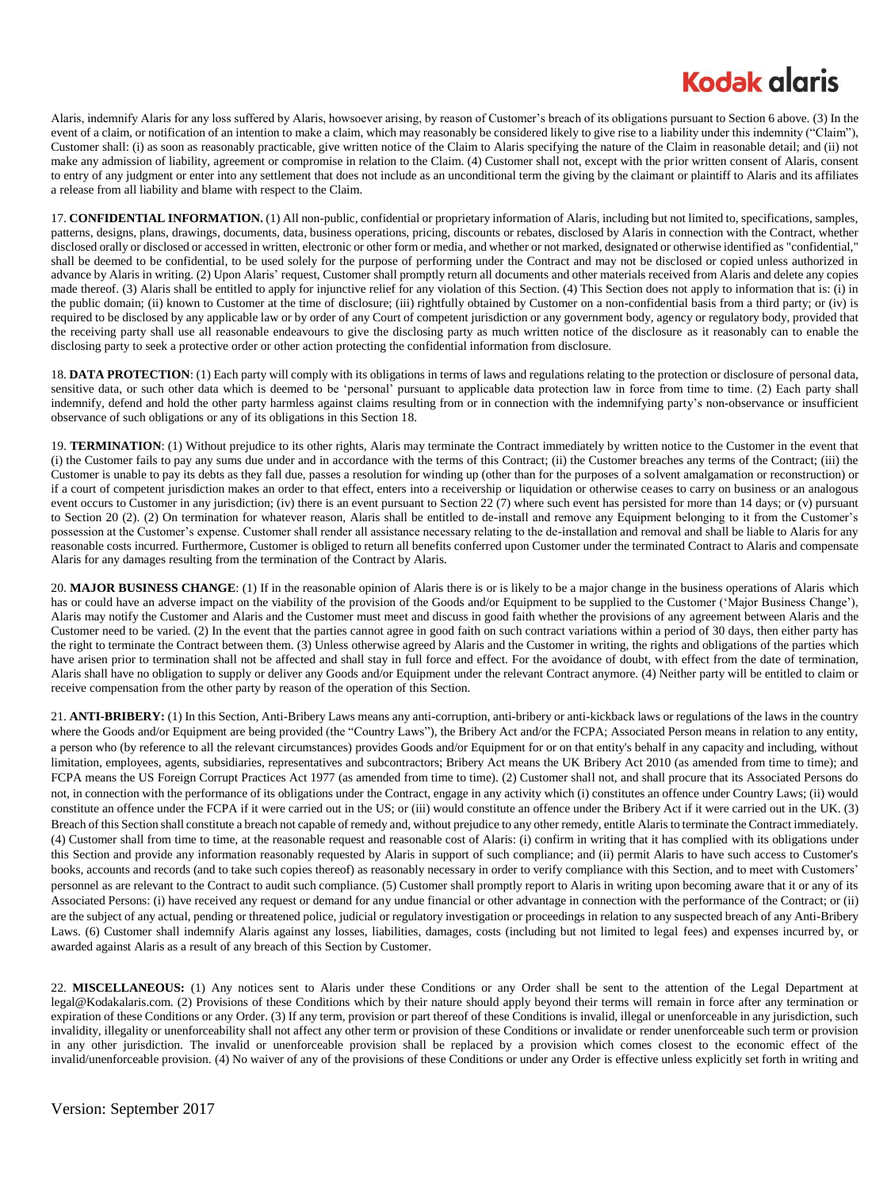Alaris, indemnify Alaris for any loss suffered by Alaris, howsoever arising, by reason of Customer's breach of its obligations pursuant to Section 6 above. (3) In the event of a claim, or notification of an intention to make a claim, which may reasonably be considered likely to give rise to a liability under this indemnity ("Claim"), Customer shall: (i) as soon as reasonably practicable, give written notice of the Claim to Alaris specifying the nature of the Claim in reasonable detail; and (ii) not make any admission of liability, agreement or compromise in relation to the Claim. (4) Customer shall not, except with the prior written consent of Alaris, consent to entry of any judgment or enter into any settlement that does not include as an unconditional term the giving by the claimant or plaintiff to Alaris and its affiliates a release from all liability and blame with respect to the Claim.

17. **CONFIDENTIAL INFORMATION.** (1) All non-public, confidential or proprietary information of Alaris, including but not limited to, specifications, samples, patterns, designs, plans, drawings, documents, data, business operations, pricing, discounts or rebates, disclosed by Alaris in connection with the Contract, whether disclosed orally or disclosed or accessed in written, electronic or other form or media, and whether or not marked, designated or otherwise identified as "confidential," shall be deemed to be confidential, to be used solely for the purpose of performing under the Contract and may not be disclosed or copied unless authorized in advance by Alaris in writing. (2) Upon Alaris' request, Customer shall promptly return all documents and other materials received from Alaris and delete any copies made thereof. (3) Alaris shall be entitled to apply for injunctive relief for any violation of this Section. (4) This Section does not apply to information that is: (i) in the public domain; (ii) known to Customer at the time of disclosure; (iii) rightfully obtained by Customer on a non-confidential basis from a third party; or (iv) is required to be disclosed by any applicable law or by order of any Court of competent jurisdiction or any government body, agency or regulatory body, provided that the receiving party shall use all reasonable endeavours to give the disclosing party as much written notice of the disclosure as it reasonably can to enable the disclosing party to seek a protective order or other action protecting the confidential information from disclosure.

18. **DATA PROTECTION**: (1) Each party will comply with its obligations in terms of laws and regulations relating to the protection or disclosure of personal data, sensitive data, or such other data which is deemed to be 'personal' pursuant to applicable data protection law in force from time to time. (2) Each party shall indemnify, defend and hold the other party harmless against claims resulting from or in connection with the indemnifying party's non-observance or insufficient observance of such obligations or any of its obligations in this Section 18.

19. **TERMINATION**: (1) Without prejudice to its other rights, Alaris may terminate the Contract immediately by written notice to the Customer in the event that (i) the Customer fails to pay any sums due under and in accordance with the terms of this Contract; (ii) the Customer breaches any terms of the Contract; (iii) the Customer is unable to pay its debts as they fall due, passes a resolution for winding up (other than for the purposes of a solvent amalgamation or reconstruction) or if a court of competent jurisdiction makes an order to that effect, enters into a receivership or liquidation or otherwise ceases to carry on business or an analogous event occurs to Customer in any jurisdiction; (iv) there is an event pursuant to Section 22 (7) where such event has persisted for more than 14 days; or (v) pursuant to Section 20 (2). (2) On termination for whatever reason, Alaris shall be entitled to de-install and remove any Equipment belonging to it from the Customer's possession at the Customer's expense. Customer shall render all assistance necessary relating to the de-installation and removal and shall be liable to Alaris for any reasonable costs incurred. Furthermore, Customer is obliged to return all benefits conferred upon Customer under the terminated Contract to Alaris and compensate Alaris for any damages resulting from the termination of the Contract by Alaris.

20. **MAJOR BUSINESS CHANGE**: (1) If in the reasonable opinion of Alaris there is or is likely to be a major change in the business operations of Alaris which has or could have an adverse impact on the viability of the provision of the Goods and/or Equipment to be supplied to the Customer ('Major Business Change'), Alaris may notify the Customer and Alaris and the Customer must meet and discuss in good faith whether the provisions of any agreement between Alaris and the Customer need to be varied. (2) In the event that the parties cannot agree in good faith on such contract variations within a period of 30 days, then either party has the right to terminate the Contract between them. (3) Unless otherwise agreed by Alaris and the Customer in writing, the rights and obligations of the parties which have arisen prior to termination shall not be affected and shall stay in full force and effect. For the avoidance of doubt, with effect from the date of termination, Alaris shall have no obligation to supply or deliver any Goods and/or Equipment under the relevant Contract anymore. (4) Neither party will be entitled to claim or receive compensation from the other party by reason of the operation of this Section.

21. **ANTI-BRIBERY:** (1) In this Section, Anti-Bribery Laws means any anti-corruption, anti-bribery or anti-kickback laws or regulations of the laws in the country where the Goods and/or Equipment are being provided (the "Country Laws"), the Bribery Act and/or the FCPA; Associated Person means in relation to any entity, a person who (by reference to all the relevant circumstances) provides Goods and/or Equipment for or on that entity's behalf in any capacity and including, without limitation, employees, agents, subsidiaries, representatives and subcontractors; Bribery Act means the UK Bribery Act 2010 (as amended from time to time); and FCPA means the US Foreign Corrupt Practices Act 1977 (as amended from time to time). (2) Customer shall not, and shall procure that its Associated Persons do not, in connection with the performance of its obligations under the Contract, engage in any activity which (i) constitutes an offence under Country Laws; (ii) would constitute an offence under the FCPA if it were carried out in the US; or (iii) would constitute an offence under the Bribery Act if it were carried out in the UK. (3) Breach of this Section shall constitute a breach not capable of remedy and, without prejudice to any other remedy, entitle Alaris to terminate the Contract immediately. (4) Customer shall from time to time, at the reasonable request and reasonable cost of Alaris: (i) confirm in writing that it has complied with its obligations under this Section and provide any information reasonably requested by Alaris in support of such compliance; and (ii) permit Alaris to have such access to Customer's books, accounts and records (and to take such copies thereof) as reasonably necessary in order to verify compliance with this Section, and to meet with Customers' personnel as are relevant to the Contract to audit such compliance. (5) Customer shall promptly report to Alaris in writing upon becoming aware that it or any of its Associated Persons: (i) have received any request or demand for any undue financial or other advantage in connection with the performance of the Contract; or (ii) are the subject of any actual, pending or threatened police, judicial or regulatory investigation or proceedings in relation to any suspected breach of any Anti-Bribery Laws. (6) Customer shall indemnify Alaris against any losses, liabilities, damages, costs (including but not limited to legal fees) and expenses incurred by, or awarded against Alaris as a result of any breach of this Section by Customer.

22. **MISCELLANEOUS:** (1) Any notices sent to Alaris under these Conditions or any Order shall be sent to the attention of the Legal Department at legal@Kodakalaris.com. (2) Provisions of these Conditions which by their nature should apply beyond their terms will remain in force after any termination or expiration of these Conditions or any Order. (3) If any term, provision or part thereof of these Conditions is invalid, illegal or unenforceable in any jurisdiction, such invalidity, illegality or unenforceability shall not affect any other term or provision of these Conditions or invalidate or render unenforceable such term or provision in any other jurisdiction. The invalid or unenforceable provision shall be replaced by a provision which comes closest to the economic effect of the invalid/unenforceable provision. (4) No waiver of any of the provisions of these Conditions or under any Order is effective unless explicitly set forth in writing and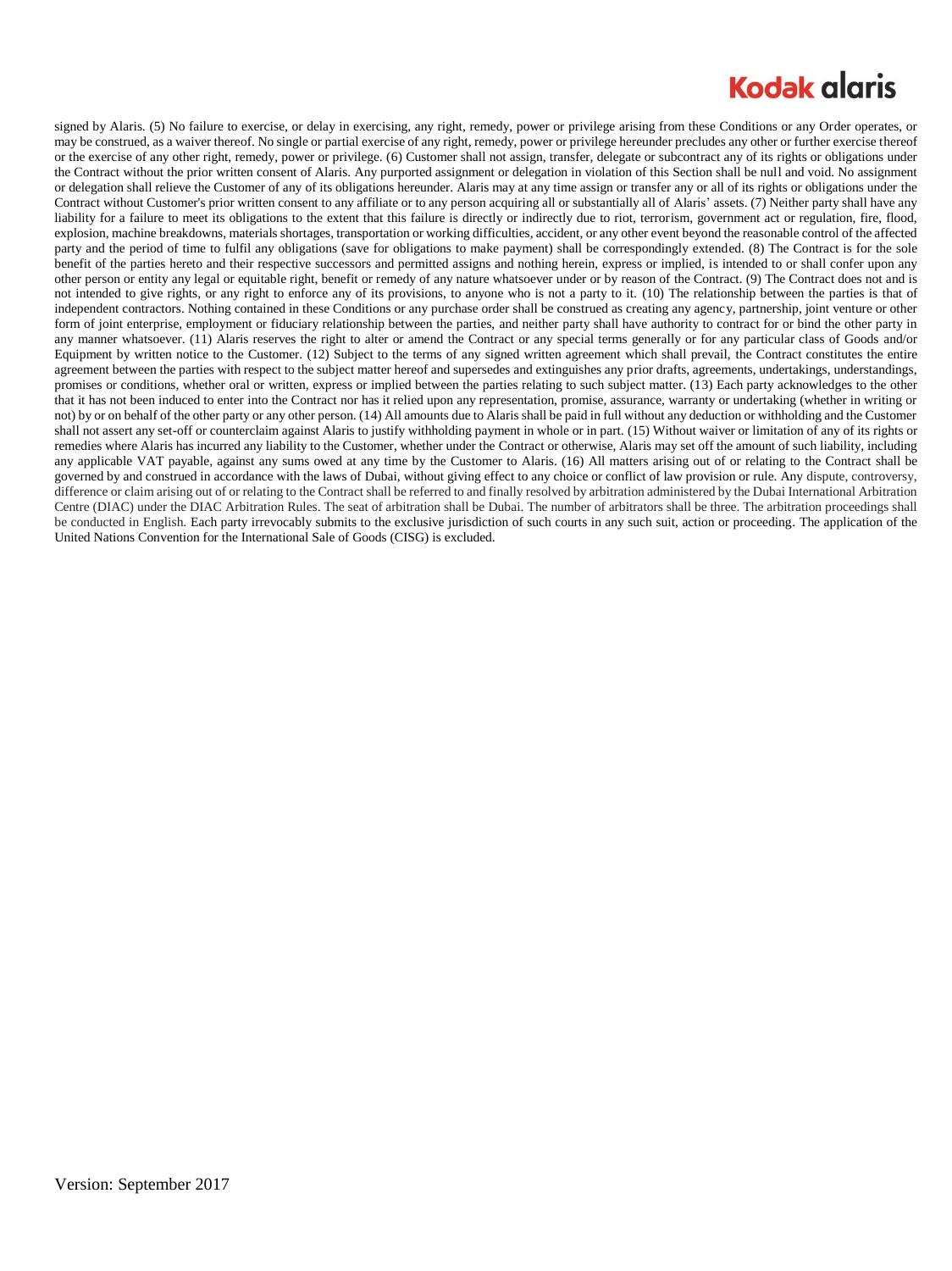signed by Alaris. (5) No failure to exercise, or delay in exercising, any right, remedy, power or privilege arising from these Conditions or any Order operates, or may be construed, as a waiver thereof. No single or partial exercise of any right, remedy, power or privilege hereunder precludes any other or further exercise thereof or the exercise of any other right, remedy, power or privilege. (6) Customer shall not assign, transfer, delegate or subcontract any of its rights or obligations under the Contract without the prior written consent of Alaris. Any purported assignment or delegation in violation of this Section shall be null and void. No assignment or delegation shall relieve the Customer of any of its obligations hereunder. Alaris may at any time assign or transfer any or all of its rights or obligations under the Contract without Customer's prior written consent to any affiliate or to any person acquiring all or substantially all of Alaris' assets. (7) Neither party shall have any liability for a failure to meet its obligations to the extent that this failure is directly or indirectly due to riot, terrorism, government act or regulation, fire, flood, explosion, machine breakdowns, materials shortages, transportation or working difficulties, accident, or any other event beyond the reasonable control of the affected party and the period of time to fulfil any obligations (save for obligations to make payment) shall be correspondingly extended. (8) The Contract is for the sole benefit of the parties hereto and their respective successors and permitted assigns and nothing herein, express or implied, is intended to or shall confer upon any other person or entity any legal or equitable right, benefit or remedy of any nature whatsoever under or by reason of the Contract. (9) The Contract does not and is not intended to give rights, or any right to enforce any of its provisions, to anyone who is not a party to it. (10) The relationship between the parties is that of independent contractors. Nothing contained in these Conditions or any purchase order shall be construed as creating any agency, partnership, joint venture or other form of joint enterprise, employment or fiduciary relationship between the parties, and neither party shall have authority to contract for or bind the other party in any manner whatsoever. (11) Alaris reserves the right to alter or amend the Contract or any special terms generally or for any particular class of Goods and/or Equipment by written notice to the Customer. (12) Subject to the terms of any signed written agreement which shall prevail, the Contract constitutes the entire agreement between the parties with respect to the subject matter hereof and supersedes and extinguishes any prior drafts, agreements, undertakings, understandings, promises or conditions, whether oral or written, express or implied between the parties relating to such subject matter. (13) Each party acknowledges to the other that it has not been induced to enter into the Contract nor has it relied upon any representation, promise, assurance, warranty or undertaking (whether in writing or not) by or on behalf of the other party or any other person. (14) All amounts due to Alaris shall be paid in full without any deduction or withholding and the Customer shall not assert any set-off or counterclaim against Alaris to justify withholding payment in whole or in part. (15) Without waiver or limitation of any of its rights or remedies where Alaris has incurred any liability to the Customer, whether under the Contract or otherwise, Alaris may set off the amount of such liability, including any applicable VAT payable, against any sums owed at any time by the Customer to Alaris. (16) All matters arising out of or relating to the Contract shall be governed by and construed in accordance with the laws of Dubai, without giving effect to any choice or conflict of law provision or rule. Any dispute, controversy, difference or claim arising out of or relating to the Contract shall be referred to and finally resolved by arbitration administered by the Dubai International Arbitration Centre (DIAC) under the DIAC Arbitration Rules. The seat of arbitration shall be Dubai. The number of arbitrators shall be three. The arbitration proceedings shall be conducted in English. Each party irrevocably submits to the exclusive jurisdiction of such courts in any such suit, action or proceeding. The application of the United Nations Convention for the International Sale of Goods (CISG) is excluded.

Version: September 2017